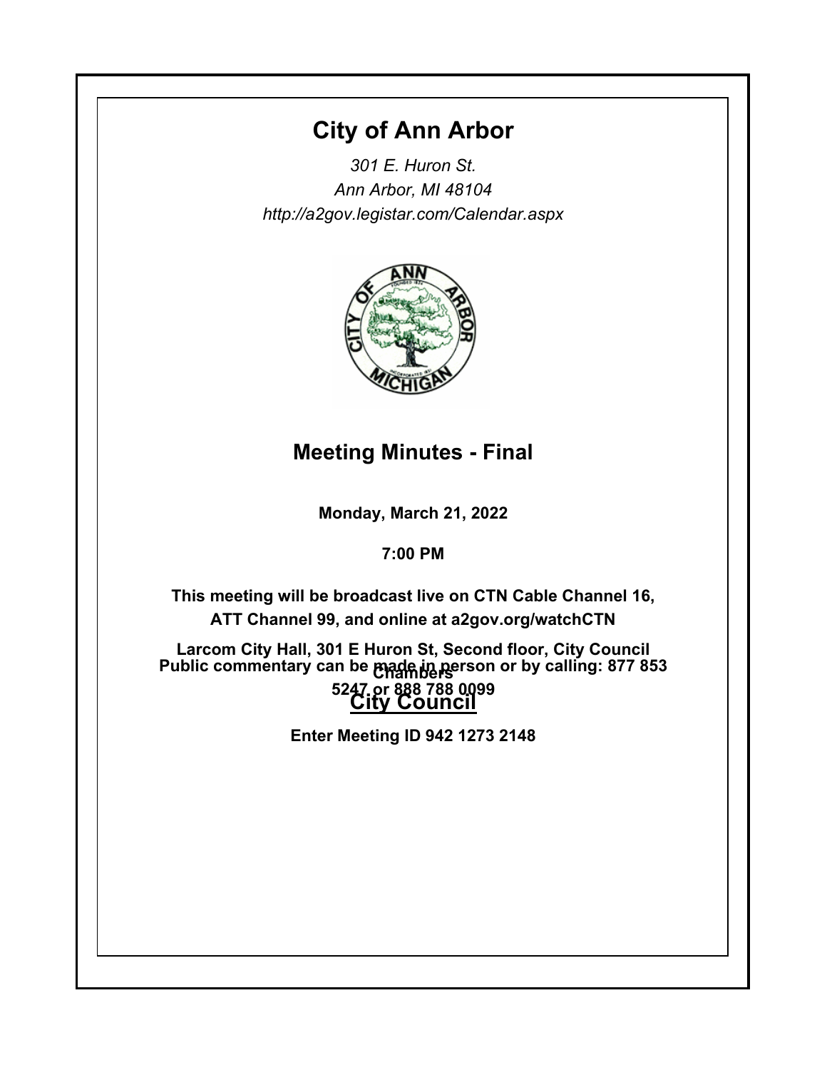# City of Ann Arbor

*301 E. Huron St.*
*Ann Arbor, MI 48104*
*http://a2gov.legistar.com/Calendar.aspx*

## Meeting Minutes - Final

**Monday, March 21, 2022**

**7:00 PM**

**This meeting will be broadcast live on CTN Cable Channel 16, ATT Channel 99, and online at a2gov.org/watchCTN**

**Larcom City Hall, 301 E Huron St, Second floor, City Council Chambers**

**Public commentary can be made in person or by calling: 877 853 5247 or 888 788 0099**

## City Council

**Enter Meeting ID 942 1273 2148**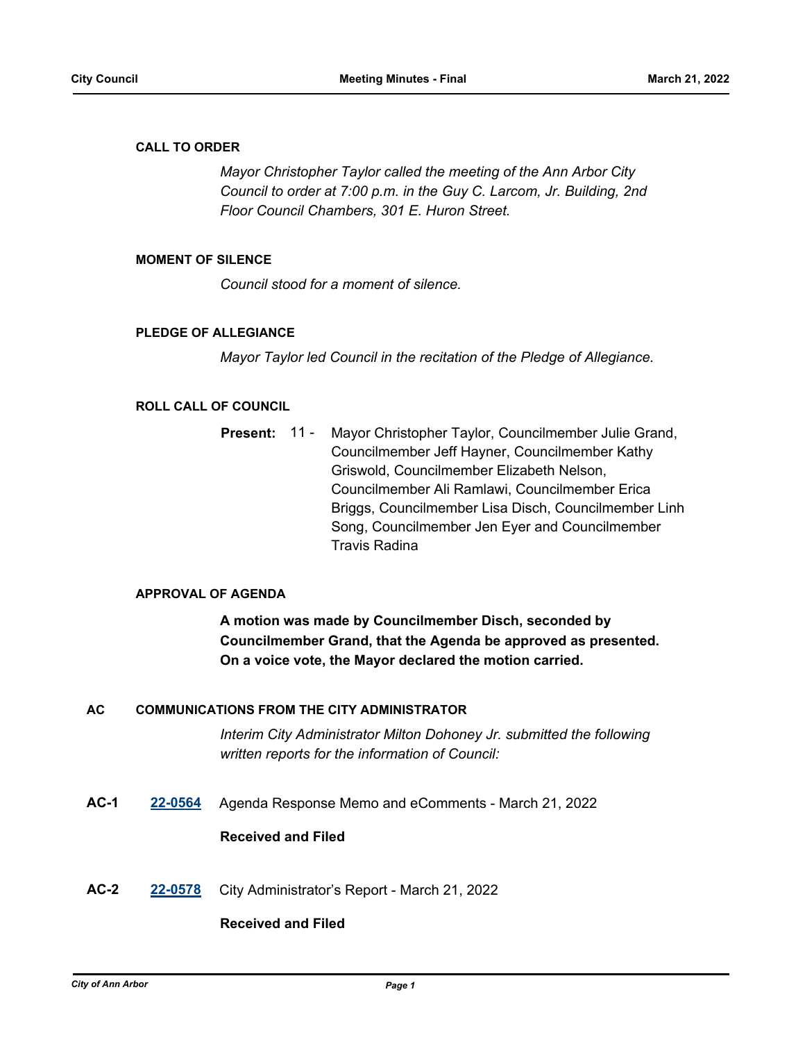## CALL TO ORDER

*Mayor Christopher Taylor called the meeting of the Ann Arbor City Council to order at 7:00 p.m. in the Guy C. Larcom, Jr. Building, 2nd Floor Council Chambers, 301 E. Huron Street.*

## MOMENT OF SILENCE

*Council stood for a moment of silence.*

## PLEDGE OF ALLEGIANCE

*Mayor Taylor led Council in the recitation of the Pledge of Allegiance.*

## ROLL CALL OF COUNCIL

**Present:** 11 - Mayor Christopher Taylor, Councilmember Julie Grand, Councilmember Jeff Hayner, Councilmember Kathy Griswold, Councilmember Elizabeth Nelson, Councilmember Ali Ramlawi, Councilmember Erica Briggs, Councilmember Lisa Disch, Councilmember Linh Song, Councilmember Jen Eyer and Councilmember Travis Radina

## APPROVAL OF AGENDA

**A motion was made by Councilmember Disch, seconded by Councilmember Grand, that the Agenda be approved as presented. On a voice vote, the Mayor declared the motion carried.**

## AC COMMUNICATIONS FROM THE CITY ADMINISTRATOR

*Interim City Administrator Milton Dohoney Jr. submitted the following written reports for the information of Council:*

**AC-1** **22-0564** Agenda Response Memo and eComments - March 21, 2022

**Received and Filed**

**AC-2** **22-0578** City Administrator's Report - March 21, 2022

**Received and Filed**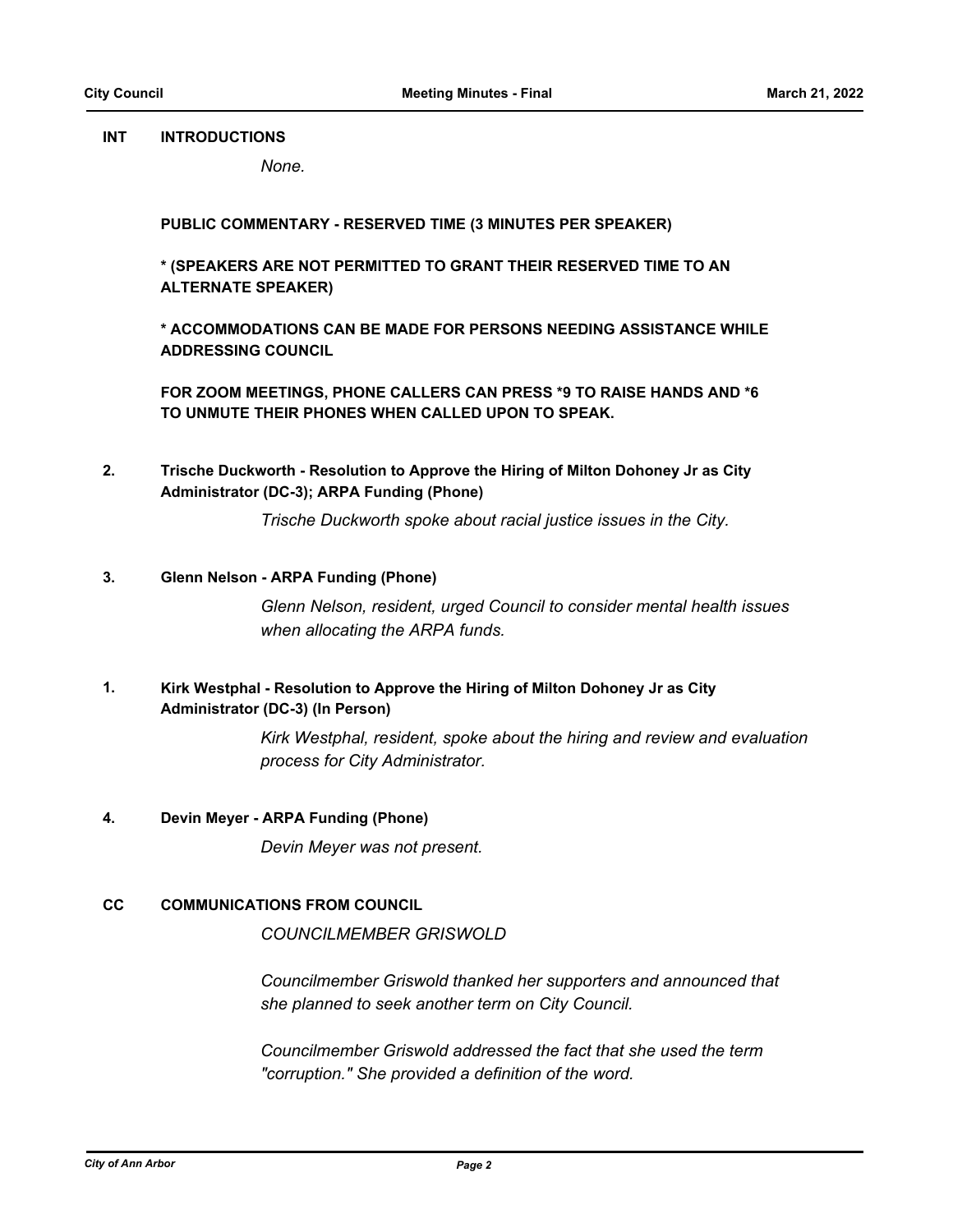**INT INTRODUCTIONS**

*None.*

**PUBLIC COMMENTARY - RESERVED TIME (3 MINUTES PER SPEAKER)**

**\* (SPEAKERS ARE NOT PERMITTED TO GRANT THEIR RESERVED TIME TO AN ALTERNATE SPEAKER)**

**\* ACCOMMODATIONS CAN BE MADE FOR PERSONS NEEDING ASSISTANCE WHILE ADDRESSING COUNCIL**

**FOR ZOOM MEETINGS, PHONE CALLERS CAN PRESS \*9 TO RAISE HANDS AND \*6 TO UNMUTE THEIR PHONES WHEN CALLED UPON TO SPEAK.**

**2. Trische Duckworth - Resolution to Approve the Hiring of Milton Dohoney Jr as City Administrator (DC-3); ARPA Funding (Phone)**

*Trische Duckworth spoke about racial justice issues in the City.*

**3. Glenn Nelson - ARPA Funding (Phone)**

*Glenn Nelson, resident, urged Council to consider mental health issues when allocating the ARPA funds.*

**1. Kirk Westphal - Resolution to Approve the Hiring of Milton Dohoney Jr as City Administrator (DC-3) (In Person)**

*Kirk Westphal, resident, spoke about the hiring and review and evaluation process for City Administrator.*

**4. Devin Meyer - ARPA Funding (Phone)**

*Devin Meyer was not present.*

**CC COMMUNICATIONS FROM COUNCIL**

*COUNCILMEMBER GRISWOLD*

*Councilmember Griswold thanked her supporters and announced that she planned to seek another term on City Council.*

*Councilmember Griswold addressed the fact that she used the term "corruption." She provided a definition of the word.*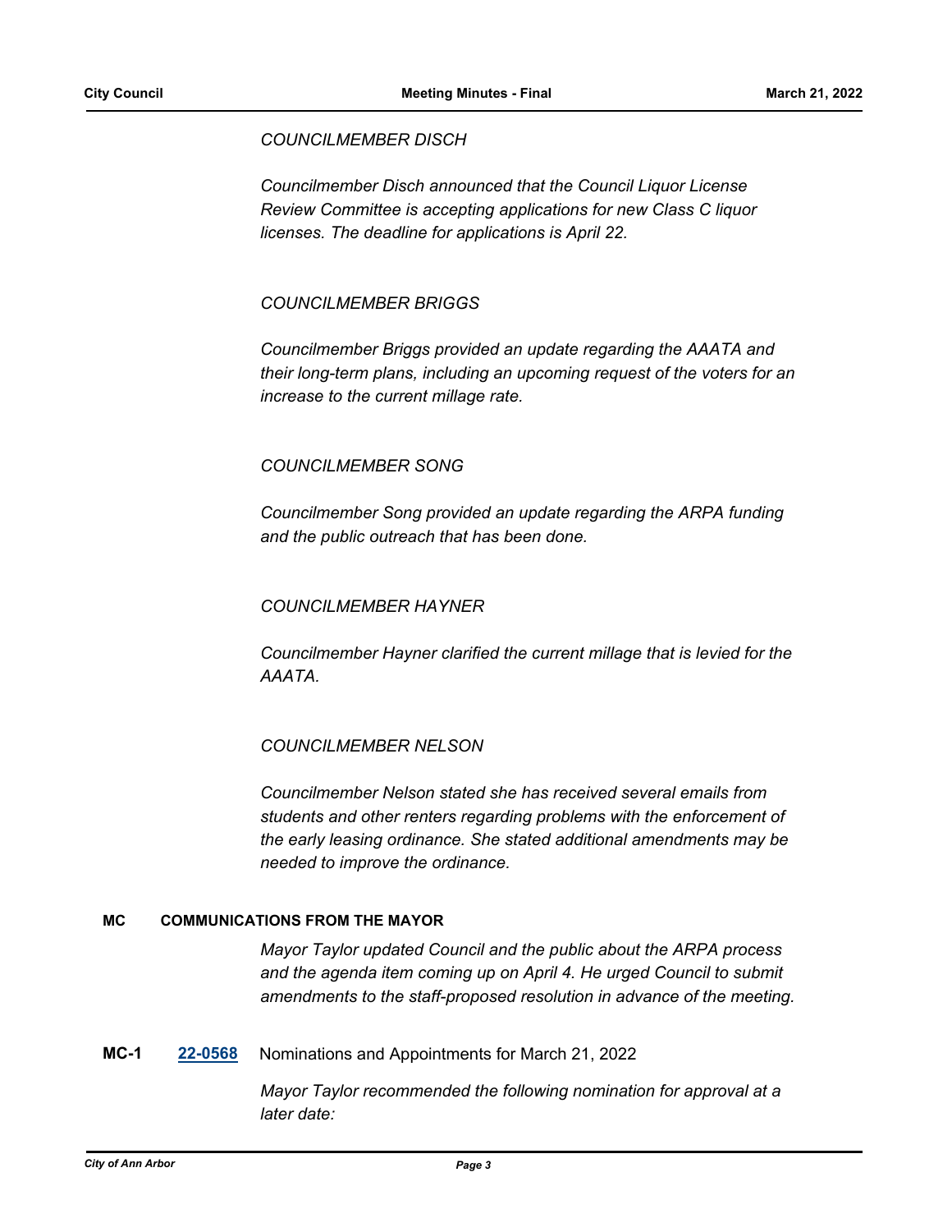*COUNCILMEMBER DISCH*

*Councilmember Disch announced that the Council Liquor License Review Committee is accepting applications for new Class C liquor licenses. The deadline for applications is April 22.*

*COUNCILMEMBER BRIGGS*

*Councilmember Briggs provided an update regarding the AAATA and their long-term plans, including an upcoming request of the voters for an increase to the current millage rate.*

*COUNCILMEMBER SONG*

*Councilmember Song provided an update regarding the ARPA funding and the public outreach that has been done.*

*COUNCILMEMBER HAYNER*

*Councilmember Hayner clarified the current millage that is levied for the AAATA.*

*COUNCILMEMBER NELSON*

*Councilmember Nelson stated she has received several emails from students and other renters regarding problems with the enforcement of the early leasing ordinance. She stated additional amendments may be needed to improve the ordinance.*

**MC COMMUNICATIONS FROM THE MAYOR**

*Mayor Taylor updated Council and the public about the ARPA process and the agenda item coming up on April 4. He urged Council to submit amendments to the staff-proposed resolution in advance of the meeting.*

**MC-1** **22-0568** Nominations and Appointments for March 21, 2022

*Mayor Taylor recommended the following nomination for approval at a later date:*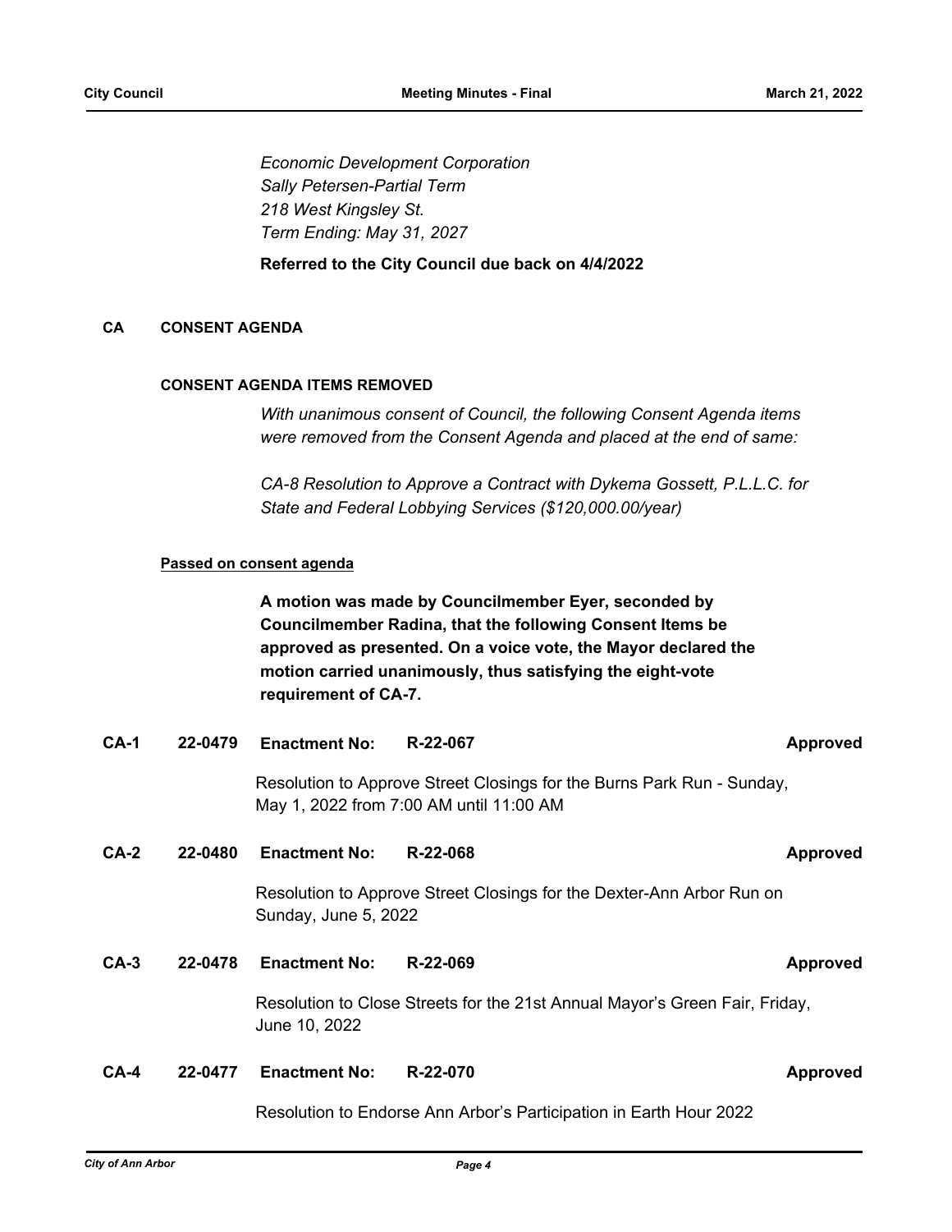*Economic Development Corporation*
*Sally Petersen-Partial Term*
*218 West Kingsley St.*
*Term Ending: May 31, 2027*

**Referred to the City Council due back on 4/4/2022**

## CA CONSENT AGENDA

### CONSENT AGENDA ITEMS REMOVED

*With unanimous consent of Council, the following Consent Agenda items were removed from the Consent Agenda and placed at the end of same:*

*CA-8 Resolution to Approve a Contract with Dykema Gossett, P.L.L.C. for State and Federal Lobbying Services ($120,000.00/year)*

**Passed on consent agenda**

**A motion was made by Councilmember Eyer, seconded by Councilmember Radina, that the following Consent Items be approved as presented. On a voice vote, the Mayor declared the motion carried unanimously, thus satisfying the eight-vote requirement of CA-7.**

**CA-1 22-0479 Enactment No: R-22-067 Approved**

Resolution to Approve Street Closings for the Burns Park Run - Sunday, May 1, 2022 from 7:00 AM until 11:00 AM

**CA-2 22-0480 Enactment No: R-22-068 Approved**

Resolution to Approve Street Closings for the Dexter-Ann Arbor Run on Sunday, June 5, 2022

**CA-3 22-0478 Enactment No: R-22-069 Approved**

Resolution to Close Streets for the 21st Annual Mayor's Green Fair, Friday, June 10, 2022

**CA-4 22-0477 Enactment No: R-22-070 Approved**

Resolution to Endorse Ann Arbor's Participation in Earth Hour 2022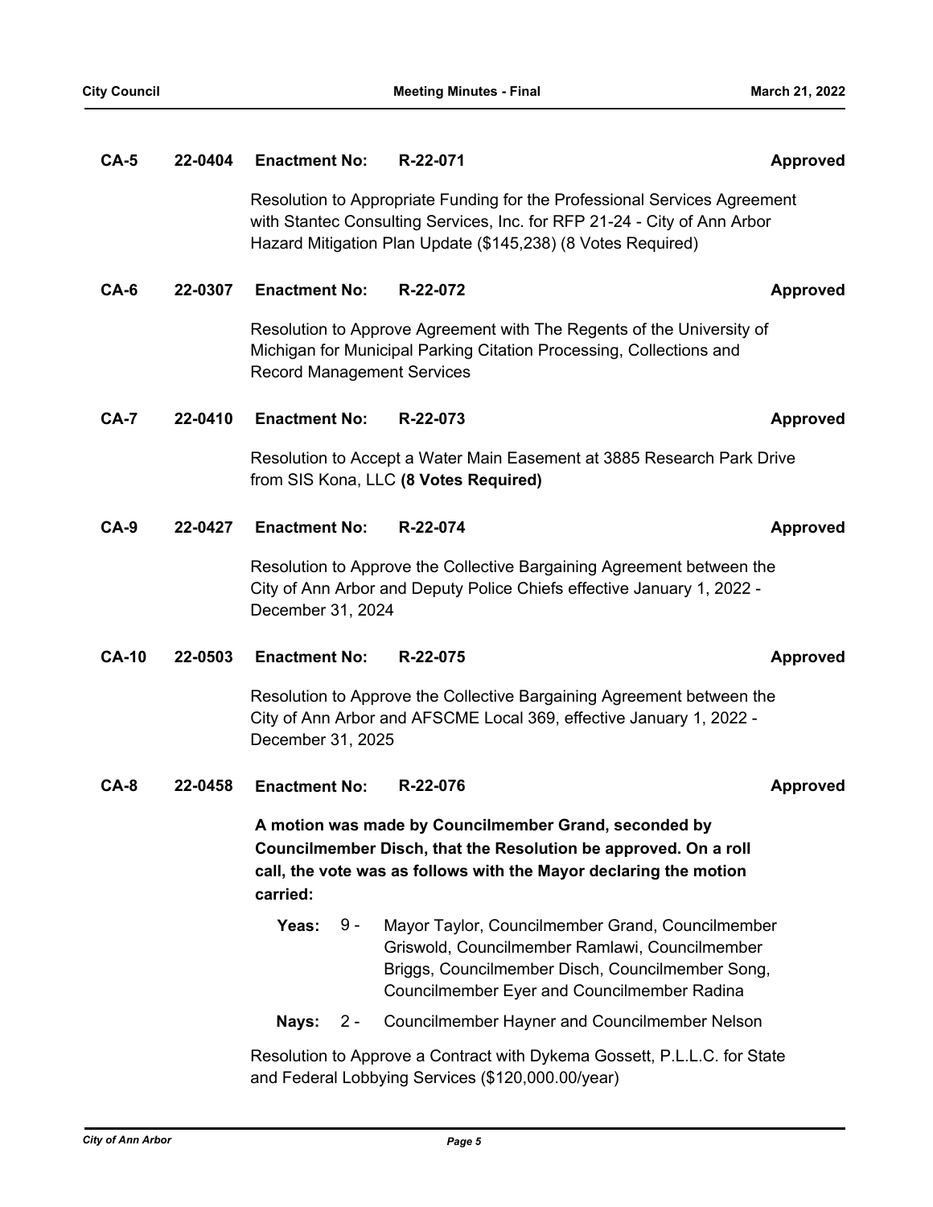**CA-5 22-0404 Enactment No: R-22-071 Approved**

Resolution to Appropriate Funding for the Professional Services Agreement with Stantec Consulting Services, Inc. for RFP 21-24 - City of Ann Arbor Hazard Mitigation Plan Update ($145,238) (8 Votes Required)

**CA-6 22-0307 Enactment No: R-22-072 Approved**

Resolution to Approve Agreement with The Regents of the University of Michigan for Municipal Parking Citation Processing, Collections and Record Management Services

**CA-7 22-0410 Enactment No: R-22-073 Approved**

Resolution to Accept a Water Main Easement at 3885 Research Park Drive from SIS Kona, LLC **(8 Votes Required)**

**CA-9 22-0427 Enactment No: R-22-074 Approved**

Resolution to Approve the Collective Bargaining Agreement between the City of Ann Arbor and Deputy Police Chiefs effective January 1, 2022 - December 31, 2024

**CA-10 22-0503 Enactment No: R-22-075 Approved**

Resolution to Approve the Collective Bargaining Agreement between the City of Ann Arbor and AFSCME Local 369, effective January 1, 2022 - December 31, 2025

**CA-8 22-0458 Enactment No: R-22-076 Approved**

**A motion was made by Councilmember Grand, seconded by Councilmember Disch, that the Resolution be approved. On a roll call, the vote was as follows with the Mayor declaring the motion carried:**

**Yeas:** 9 - Mayor Taylor, Councilmember Grand, Councilmember Griswold, Councilmember Ramlawi, Councilmember Briggs, Councilmember Disch, Councilmember Song, Councilmember Eyer and Councilmember Radina

**Nays:** 2 - Councilmember Hayner and Councilmember Nelson

Resolution to Approve a Contract with Dykema Gossett, P.L.L.C. for State and Federal Lobbying Services ($120,000.00/year)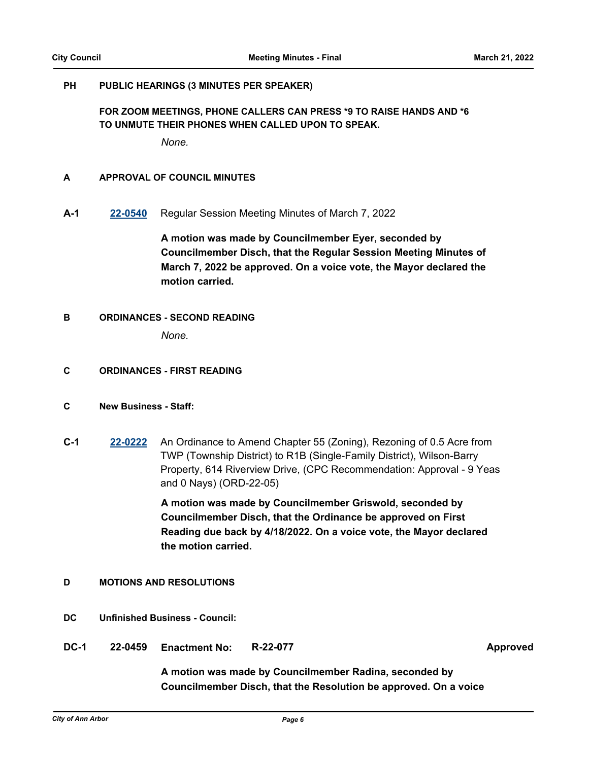**PH PUBLIC HEARINGS (3 MINUTES PER SPEAKER)**

**FOR ZOOM MEETINGS, PHONE CALLERS CAN PRESS *9 TO RAISE HANDS AND *6 TO UNMUTE THEIR PHONES WHEN CALLED UPON TO SPEAK.**

*None.*

**A APPROVAL OF COUNCIL MINUTES**

**A-1** **22-0540** Regular Session Meeting Minutes of March 7, 2022

**A motion was made by Councilmember Eyer, seconded by Councilmember Disch, that the Regular Session Meeting Minutes of March 7, 2022 be approved. On a voice vote, the Mayor declared the motion carried.**

**B ORDINANCES - SECOND READING**

*None.*

**C ORDINANCES - FIRST READING**

**C New Business - Staff:**

**C-1** **22-0222** An Ordinance to Amend Chapter 55 (Zoning), Rezoning of 0.5 Acre from TWP (Township District) to R1B (Single-Family District), Wilson-Barry Property, 614 Riverview Drive, (CPC Recommendation: Approval - 9 Yeas and 0 Nays) (ORD-22-05)

**A motion was made by Councilmember Griswold, seconded by Councilmember Disch, that the Ordinance be approved on First Reading due back by 4/18/2022. On a voice vote, the Mayor declared the motion carried.**

**D MOTIONS AND RESOLUTIONS**

**DC Unfinished Business - Council:**

**DC-1 22-0459 Enactment No: R-22-077 Approved**

**A motion was made by Councilmember Radina, seconded by Councilmember Disch, that the Resolution be approved. On a voice**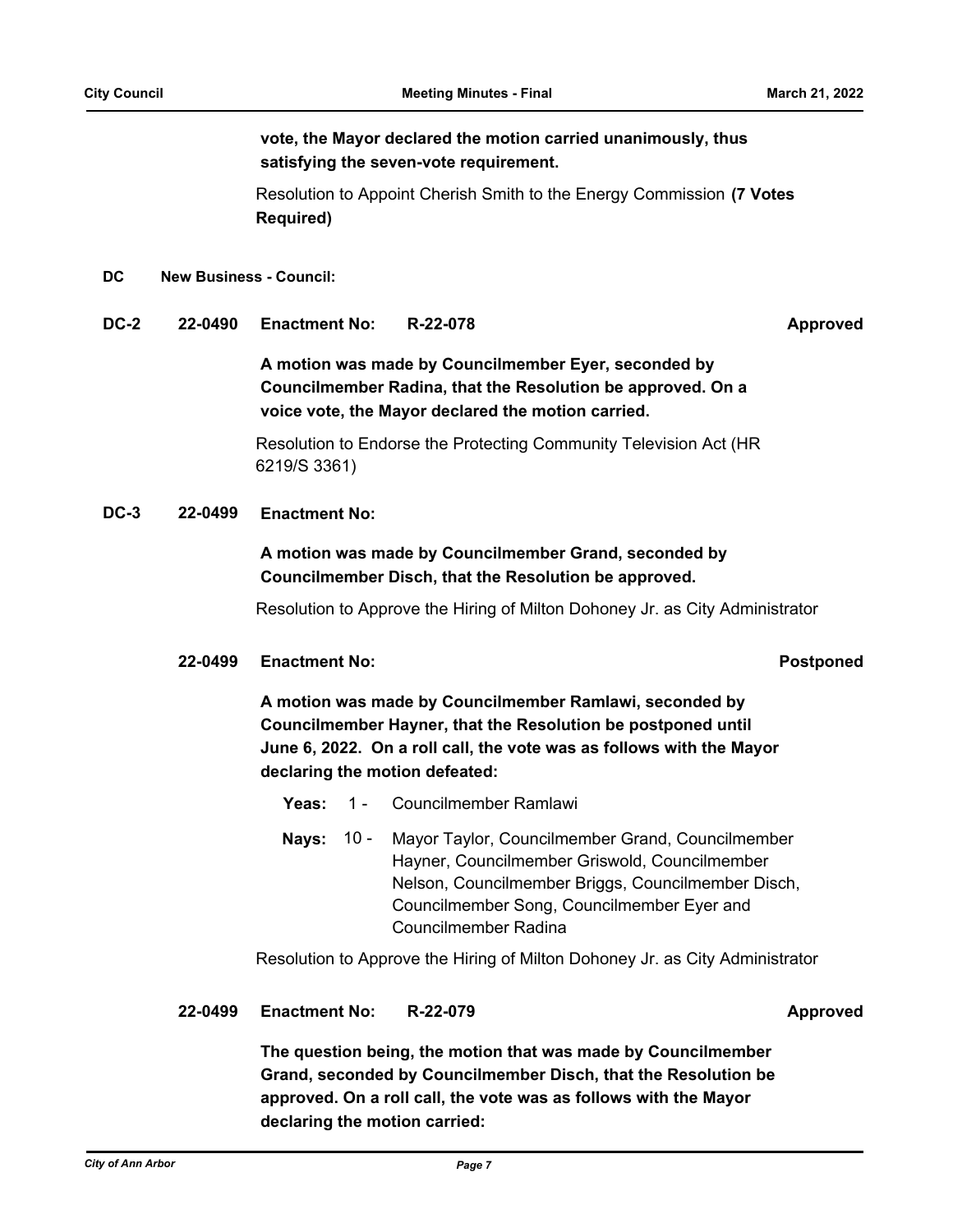**vote, the Mayor declared the motion carried unanimously, thus satisfying the seven-vote requirement.**

Resolution to Appoint Cherish Smith to the Energy Commission **(7 Votes Required)**

**DC New Business - Council:**

**DC-2 22-0490 Enactment No: R-22-078 Approved**

**A motion was made by Councilmember Eyer, seconded by Councilmember Radina, that the Resolution be approved. On a voice vote, the Mayor declared the motion carried.**

Resolution to Endorse the Protecting Community Television Act (HR 6219/S 3361)

**DC-3 22-0499 Enactment No:**

**A motion was made by Councilmember Grand, seconded by Councilmember Disch, that the Resolution be approved.**

Resolution to Approve the Hiring of Milton Dohoney Jr. as City Administrator

**22-0499 Enactment No: Postponed**

**A motion was made by Councilmember Ramlawi, seconded by Councilmember Hayner, that the Resolution be postponed until June 6, 2022. On a roll call, the vote was as follows with the Mayor declaring the motion defeated:**

**Yeas:** 1 - Councilmember Ramlawi

**Nays:** 10 - Mayor Taylor, Councilmember Grand, Councilmember Hayner, Councilmember Griswold, Councilmember Nelson, Councilmember Briggs, Councilmember Disch, Councilmember Song, Councilmember Eyer and Councilmember Radina

Resolution to Approve the Hiring of Milton Dohoney Jr. as City Administrator

**22-0499 Enactment No: R-22-079 Approved**

**The question being, the motion that was made by Councilmember Grand, seconded by Councilmember Disch, that the Resolution be approved. On a roll call, the vote was as follows with the Mayor declaring the motion carried:**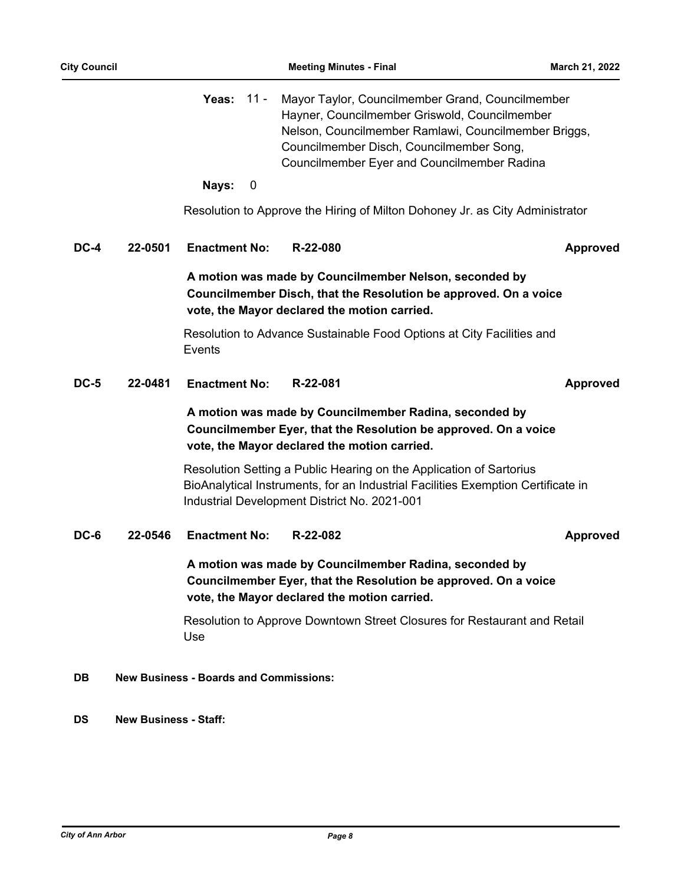**Yeas:** 11 - Mayor Taylor, Councilmember Grand, Councilmember Hayner, Councilmember Griswold, Councilmember Nelson, Councilmember Ramlawi, Councilmember Briggs, Councilmember Disch, Councilmember Song, Councilmember Eyer and Councilmember Radina

**Nays:** 0

Resolution to Approve the Hiring of Milton Dohoney Jr. as City Administrator

**DC-4** **22-0501** **Enactment No:** **R-22-080** **Approved**

**A motion was made by Councilmember Nelson, seconded by Councilmember Disch, that the Resolution be approved. On a voice vote, the Mayor declared the motion carried.**

Resolution to Advance Sustainable Food Options at City Facilities and Events

**DC-5** **22-0481** **Enactment No:** **R-22-081** **Approved**

**A motion was made by Councilmember Radina, seconded by Councilmember Eyer, that the Resolution be approved. On a voice vote, the Mayor declared the motion carried.**

Resolution Setting a Public Hearing on the Application of Sartorius BioAnalytical Instruments, for an Industrial Facilities Exemption Certificate in Industrial Development District No. 2021-001

**DC-6** **22-0546** **Enactment No:** **R-22-082** **Approved**

**A motion was made by Councilmember Radina, seconded by Councilmember Eyer, that the Resolution be approved. On a voice vote, the Mayor declared the motion carried.**

Resolution to Approve Downtown Street Closures for Restaurant and Retail Use

**DB** **New Business - Boards and Commissions:**

**DS** **New Business - Staff:**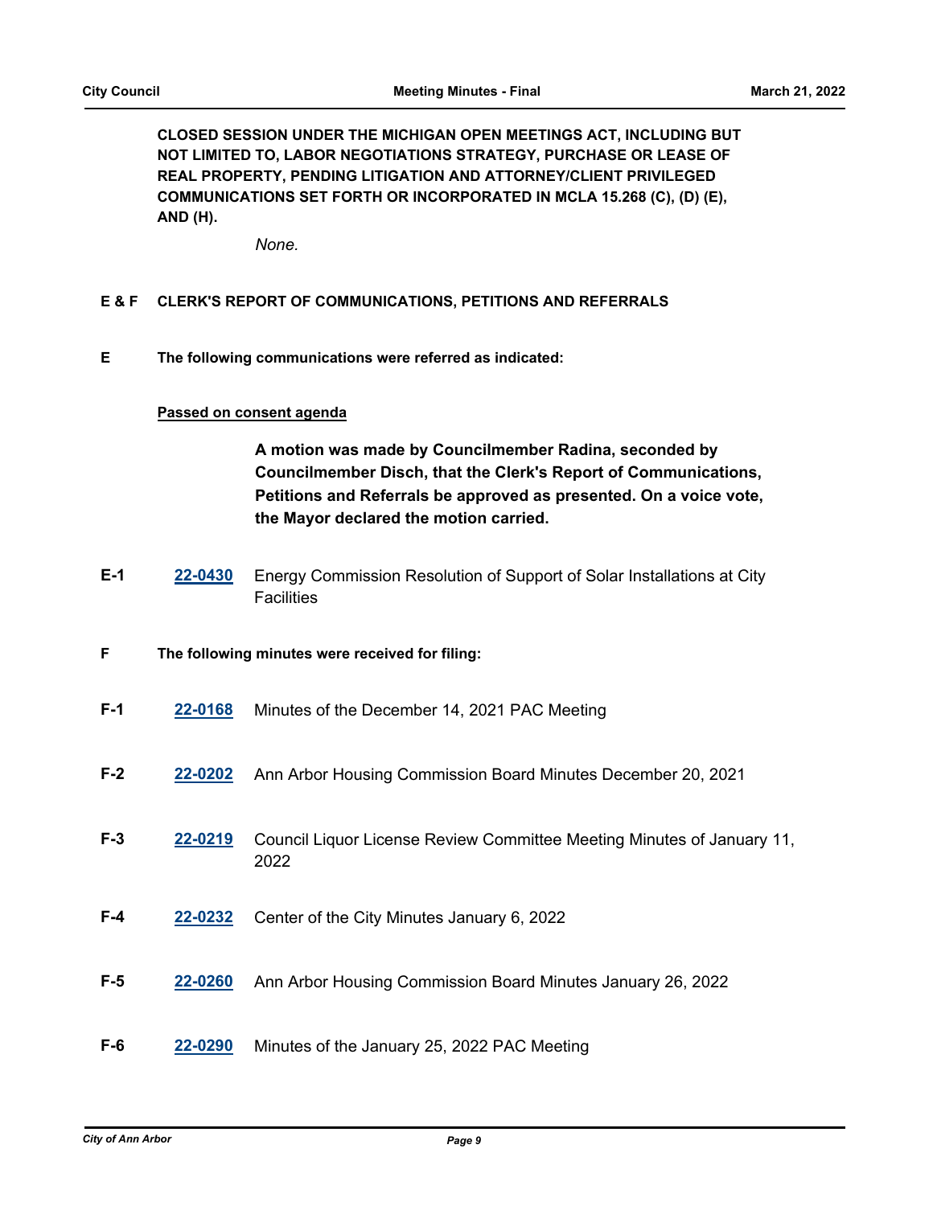**CLOSED SESSION UNDER THE MICHIGAN OPEN MEETINGS ACT, INCLUDING BUT NOT LIMITED TO, LABOR NEGOTIATIONS STRATEGY, PURCHASE OR LEASE OF REAL PROPERTY, PENDING LITIGATION AND ATTORNEY/CLIENT PRIVILEGED COMMUNICATIONS SET FORTH OR INCORPORATED IN MCLA 15.268 (C), (D) (E), AND (H).**

*None.*

**E & F CLERK'S REPORT OF COMMUNICATIONS, PETITIONS AND REFERRALS**

**E The following communications were referred as indicated:**

**Passed on consent agenda**

**A motion was made by Councilmember Radina, seconded by Councilmember Disch, that the Clerk's Report of Communications, Petitions and Referrals be approved as presented. On a voice vote, the Mayor declared the motion carried.**

**E-1** **22-0430** Energy Commission Resolution of Support of Solar Installations at City Facilities

**F The following minutes were received for filing:**

**F-1** **22-0168** Minutes of the December 14, 2021 PAC Meeting

**F-2** **22-0202** Ann Arbor Housing Commission Board Minutes December 20, 2021

**F-3** **22-0219** Council Liquor License Review Committee Meeting Minutes of January 11, 2022

**F-4** **22-0232** Center of the City Minutes January 6, 2022

**F-5** **22-0260** Ann Arbor Housing Commission Board Minutes January 26, 2022

**F-6** **22-0290** Minutes of the January 25, 2022 PAC Meeting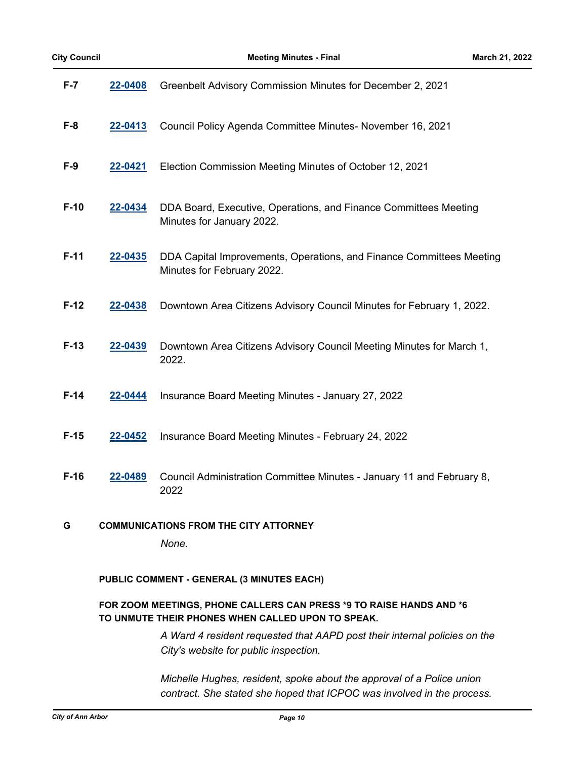| | | |
|---|---|---|
| **F-7** | **22-0408** | Greenbelt Advisory Commission Minutes for December 2, 2021 |
| **F-8** | **22-0413** | Council Policy Agenda Committee Minutes- November 16, 2021 |
| **F-9** | **22-0421** | Election Commission Meeting Minutes of October 12, 2021 |
| **F-10** | **22-0434** | DDA Board, Executive, Operations, and Finance Committees Meeting Minutes for January 2022. |
| **F-11** | **22-0435** | DDA Capital Improvements, Operations, and Finance Committees Meeting Minutes for February 2022. |
| **F-12** | **22-0438** | Downtown Area Citizens Advisory Council Minutes for February 1, 2022. |
| **F-13** | **22-0439** | Downtown Area Citizens Advisory Council Meeting Minutes for March 1, 2022. |
| **F-14** | **22-0444** | Insurance Board Meeting Minutes - January 27, 2022 |
| **F-15** | **22-0452** | Insurance Board Meeting Minutes - February 24, 2022 |
| **F-16** | **22-0489** | Council Administration Committee Minutes - January 11 and February 8, 2022 |

## G COMMUNICATIONS FROM THE CITY ATTORNEY

*None.*

### PUBLIC COMMENT - GENERAL (3 MINUTES EACH)

### FOR ZOOM MEETINGS, PHONE CALLERS CAN PRESS *9 TO RAISE HANDS AND *6 TO UNMUTE THEIR PHONES WHEN CALLED UPON TO SPEAK.

*A Ward 4 resident requested that AAPD post their internal policies on the City's website for public inspection.*

*Michelle Hughes, resident, spoke about the approval of a Police union contract. She stated she hoped that ICPOC was involved in the process.*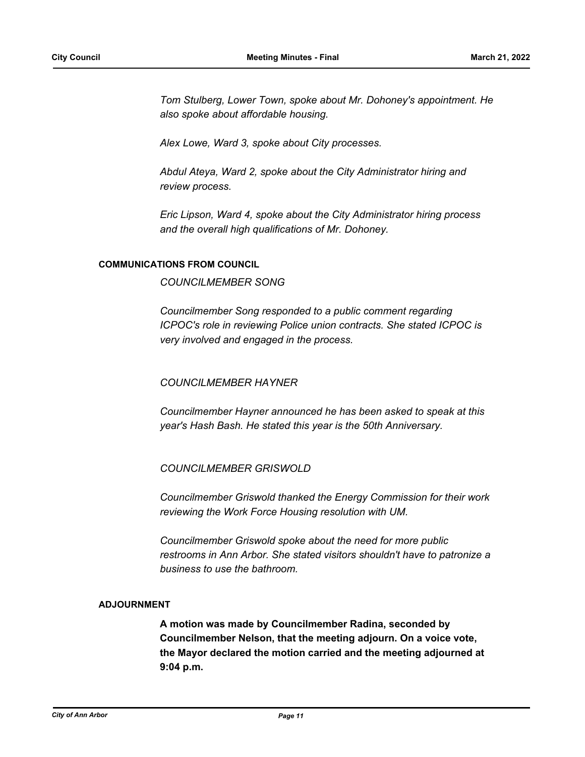*Tom Stulberg, Lower Town, spoke about Mr. Dohoney's appointment. He also spoke about affordable housing.*

*Alex Lowe, Ward 3, spoke about City processes.*

*Abdul Ateya, Ward 2, spoke about the City Administrator hiring and review process.*

*Eric Lipson, Ward 4, spoke about the City Administrator hiring process and the overall high qualifications of Mr. Dohoney.*

## COMMUNICATIONS FROM COUNCIL

*COUNCILMEMBER SONG*

*Councilmember Song responded to a public comment regarding ICPOC's role in reviewing Police union contracts. She stated ICPOC is very involved and engaged in the process.*

*COUNCILMEMBER HAYNER*

*Councilmember Hayner announced he has been asked to speak at this year's Hash Bash. He stated this year is the 50th Anniversary.*

*COUNCILMEMBER GRISWOLD*

*Councilmember Griswold thanked the Energy Commission for their work reviewing the Work Force Housing resolution with UM.*

*Councilmember Griswold spoke about the need for more public restrooms in Ann Arbor. She stated visitors shouldn't have to patronize a business to use the bathroom.*

## ADJOURNMENT

**A motion was made by Councilmember Radina, seconded by Councilmember Nelson, that the meeting adjourn. On a voice vote, the Mayor declared the motion carried and the meeting adjourned at 9:04 p.m.**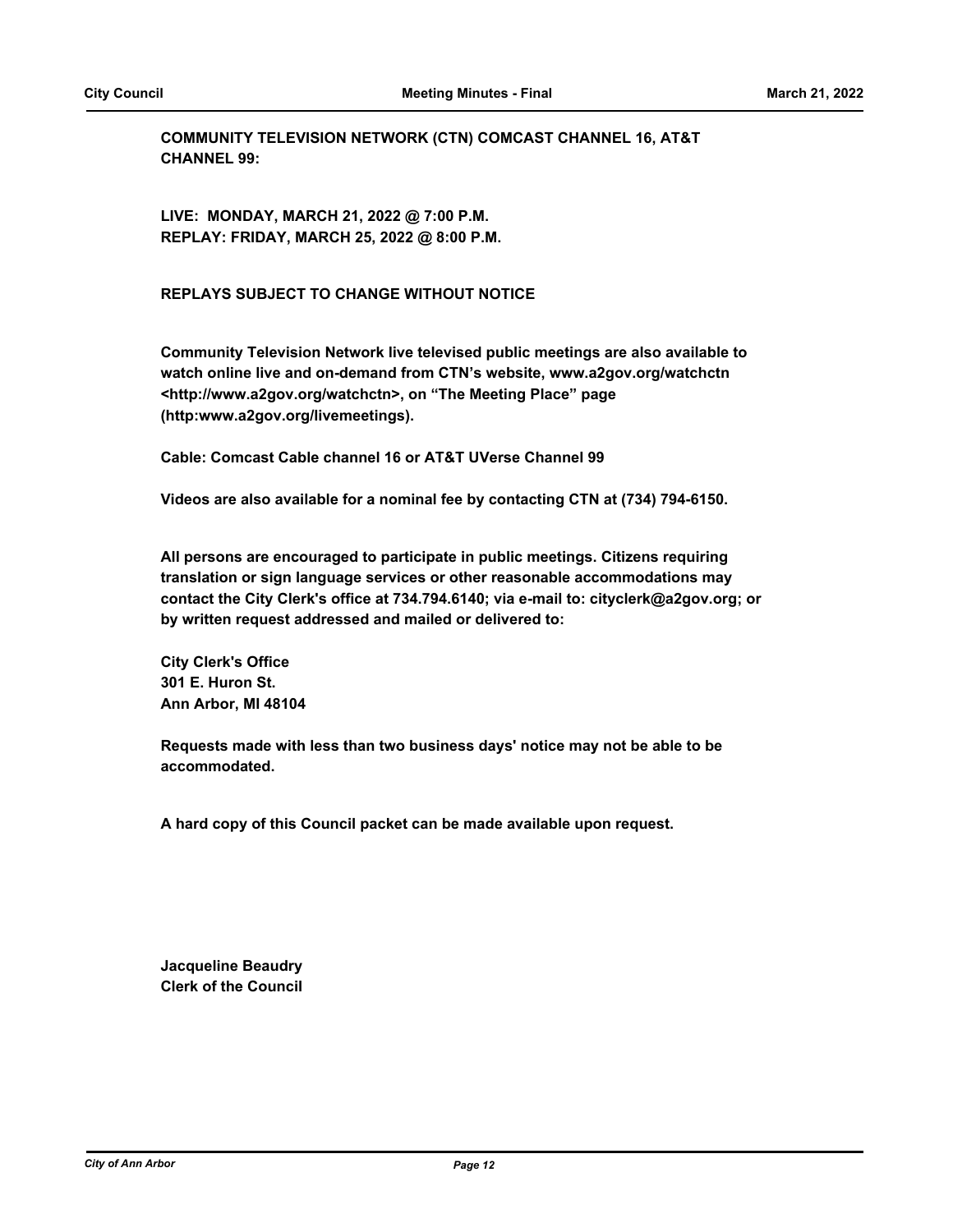**COMMUNITY TELEVISION NETWORK (CTN) COMCAST CHANNEL 16, AT&T CHANNEL 99:**

**LIVE: MONDAY, MARCH 21, 2022 @ 7:00 P.M.**
**REPLAY: FRIDAY, MARCH 25, 2022 @ 8:00 P.M.**

**REPLAYS SUBJECT TO CHANGE WITHOUT NOTICE**

**Community Television Network live televised public meetings are also available to watch online live and on-demand from CTN's website, www.a2gov.org/watchctn <http://www.a2gov.org/watchctn>, on "The Meeting Place" page (http:www.a2gov.org/livemeetings).**

**Cable: Comcast Cable channel 16 or AT&T UVerse Channel 99**

**Videos are also available for a nominal fee by contacting CTN at (734) 794-6150.**

**All persons are encouraged to participate in public meetings. Citizens requiring translation or sign language services or other reasonable accommodations may contact the City Clerk's office at 734.794.6140; via e-mail to: cityclerk@a2gov.org; or by written request addressed and mailed or delivered to:**

**City Clerk's Office**
**301 E. Huron St.**
**Ann Arbor, MI 48104**

**Requests made with less than two business days' notice may not be able to be accommodated.**

**A hard copy of this Council packet can be made available upon request.**

**Jacqueline Beaudry**
**Clerk of the Council**